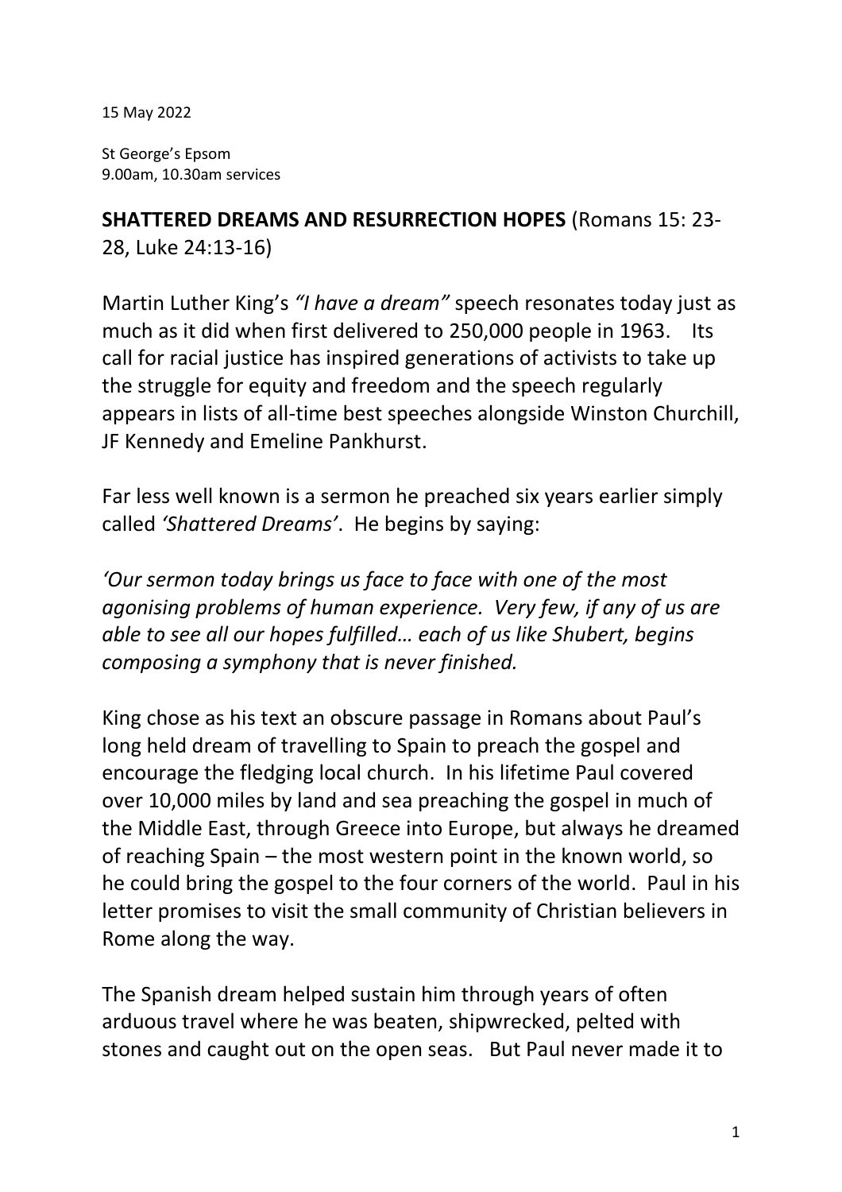15 May 2022

St George's Epsom
9.00am, 10.30am services

**SHATTERED DREAMS AND RESURRECTION HOPES** (Romans 15: 23-28, Luke 24:13-16)

Martin Luther King's *"I have a dream"* speech resonates today just as much as it did when first delivered to 250,000 people in 1963. Its call for racial justice has inspired generations of activists to take up the struggle for equity and freedom and the speech regularly appears in lists of all-time best speeches alongside Winston Churchill, JF Kennedy and Emeline Pankhurst.

Far less well known is a sermon he preached six years earlier simply called *'Shattered Dreams'*. He begins by saying:

*'Our sermon today brings us face to face with one of the most agonising problems of human experience. Very few, if any of us are able to see all our hopes fulfilled… each of us like Shubert, begins composing a symphony that is never finished.*

King chose as his text an obscure passage in Romans about Paul's long held dream of travelling to Spain to preach the gospel and encourage the fledging local church. In his lifetime Paul covered over 10,000 miles by land and sea preaching the gospel in much of the Middle East, through Greece into Europe, but always he dreamed of reaching Spain – the most western point in the known world, so he could bring the gospel to the four corners of the world. Paul in his letter promises to visit the small community of Christian believers in Rome along the way.

The Spanish dream helped sustain him through years of often arduous travel where he was beaten, shipwrecked, pelted with stones and caught out on the open seas. But Paul never made it to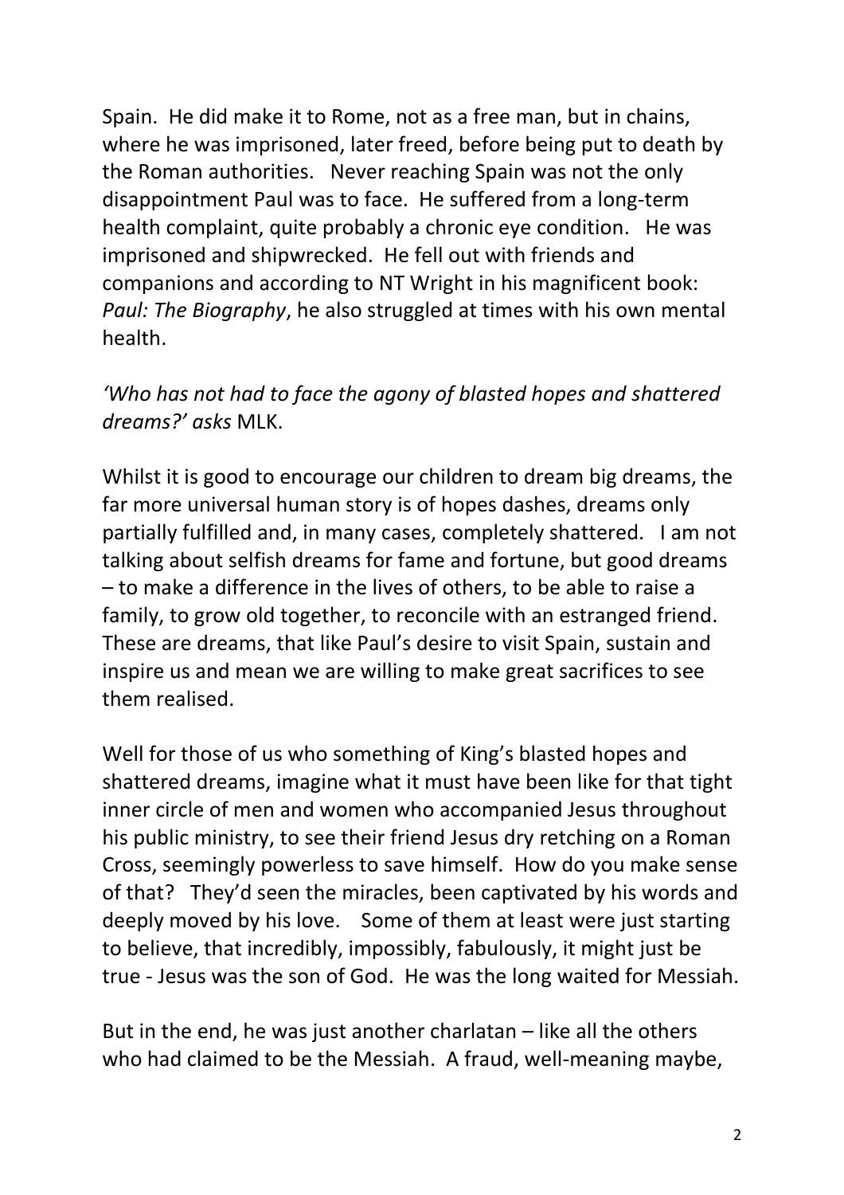Spain. He did make it to Rome, not as a free man, but in chains, where he was imprisoned, later freed, before being put to death by the Roman authorities. Never reaching Spain was not the only disappointment Paul was to face. He suffered from a long-term health complaint, quite probably a chronic eye condition. He was imprisoned and shipwrecked. He fell out with friends and companions and according to NT Wright in his magnificent book: *Paul: The Biography*, he also struggled at times with his own mental health.

*'Who has not had to face the agony of blasted hopes and shattered dreams?' asks* MLK.

Whilst it is good to encourage our children to dream big dreams, the far more universal human story is of hopes dashes, dreams only partially fulfilled and, in many cases, completely shattered. I am not talking about selfish dreams for fame and fortune, but good dreams – to make a difference in the lives of others, to be able to raise a family, to grow old together, to reconcile with an estranged friend. These are dreams, that like Paul's desire to visit Spain, sustain and inspire us and mean we are willing to make great sacrifices to see them realised.

Well for those of us who something of King's blasted hopes and shattered dreams, imagine what it must have been like for that tight inner circle of men and women who accompanied Jesus throughout his public ministry, to see their friend Jesus dry retching on a Roman Cross, seemingly powerless to save himself. How do you make sense of that? They'd seen the miracles, been captivated by his words and deeply moved by his love. Some of them at least were just starting to believe, that incredibly, impossibly, fabulously, it might just be true - Jesus was the son of God. He was the long waited for Messiah.

But in the end, he was just another charlatan – like all the others who had claimed to be the Messiah. A fraud, well-meaning maybe,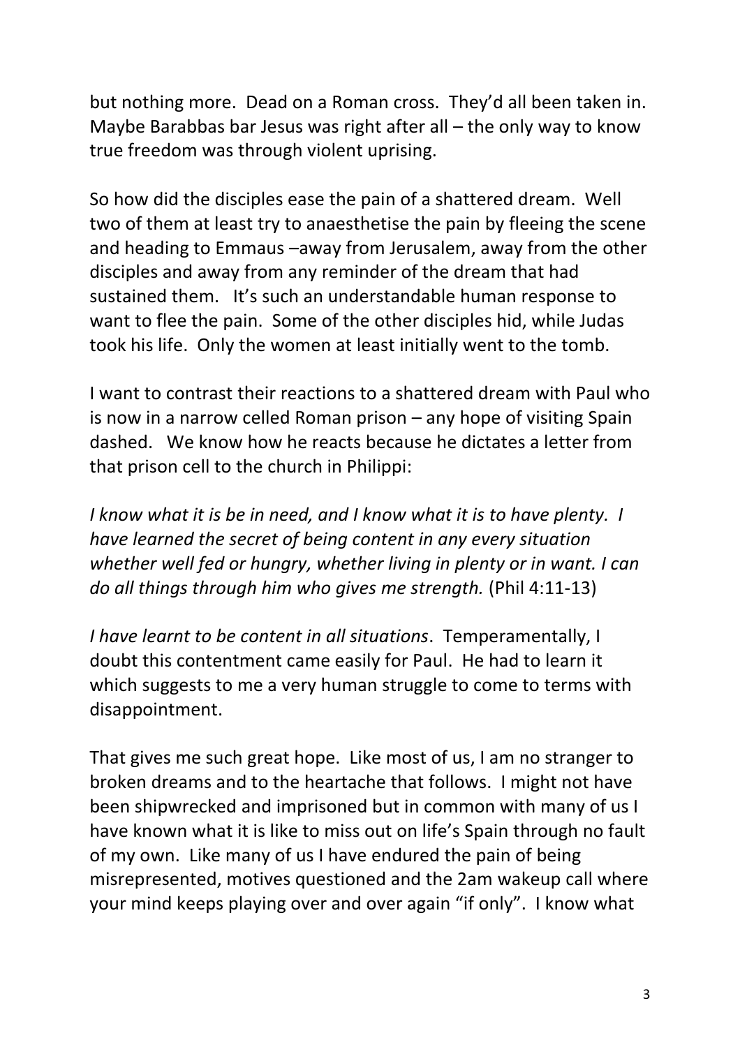but nothing more. Dead on a Roman cross. They'd all been taken in. Maybe Barabbas bar Jesus was right after all – the only way to know true freedom was through violent uprising.

So how did the disciples ease the pain of a shattered dream. Well two of them at least try to anaesthetise the pain by fleeing the scene and heading to Emmaus –away from Jerusalem, away from the other disciples and away from any reminder of the dream that had sustained them. It's such an understandable human response to want to flee the pain. Some of the other disciples hid, while Judas took his life. Only the women at least initially went to the tomb.

I want to contrast their reactions to a shattered dream with Paul who is now in a narrow celled Roman prison – any hope of visiting Spain dashed. We know how he reacts because he dictates a letter from that prison cell to the church in Philippi:

*I know what it is be in need, and I know what it is to have plenty. I have learned the secret of being content in any every situation whether well fed or hungry, whether living in plenty or in want. I can do all things through him who gives me strength.* (Phil 4:11-13)

*I have learnt to be content in all situations*. Temperamentally, I doubt this contentment came easily for Paul. He had to learn it which suggests to me a very human struggle to come to terms with disappointment.

That gives me such great hope. Like most of us, I am no stranger to broken dreams and to the heartache that follows. I might not have been shipwrecked and imprisoned but in common with many of us I have known what it is like to miss out on life's Spain through no fault of my own. Like many of us I have endured the pain of being misrepresented, motives questioned and the 2am wakeup call where your mind keeps playing over and over again "if only". I know what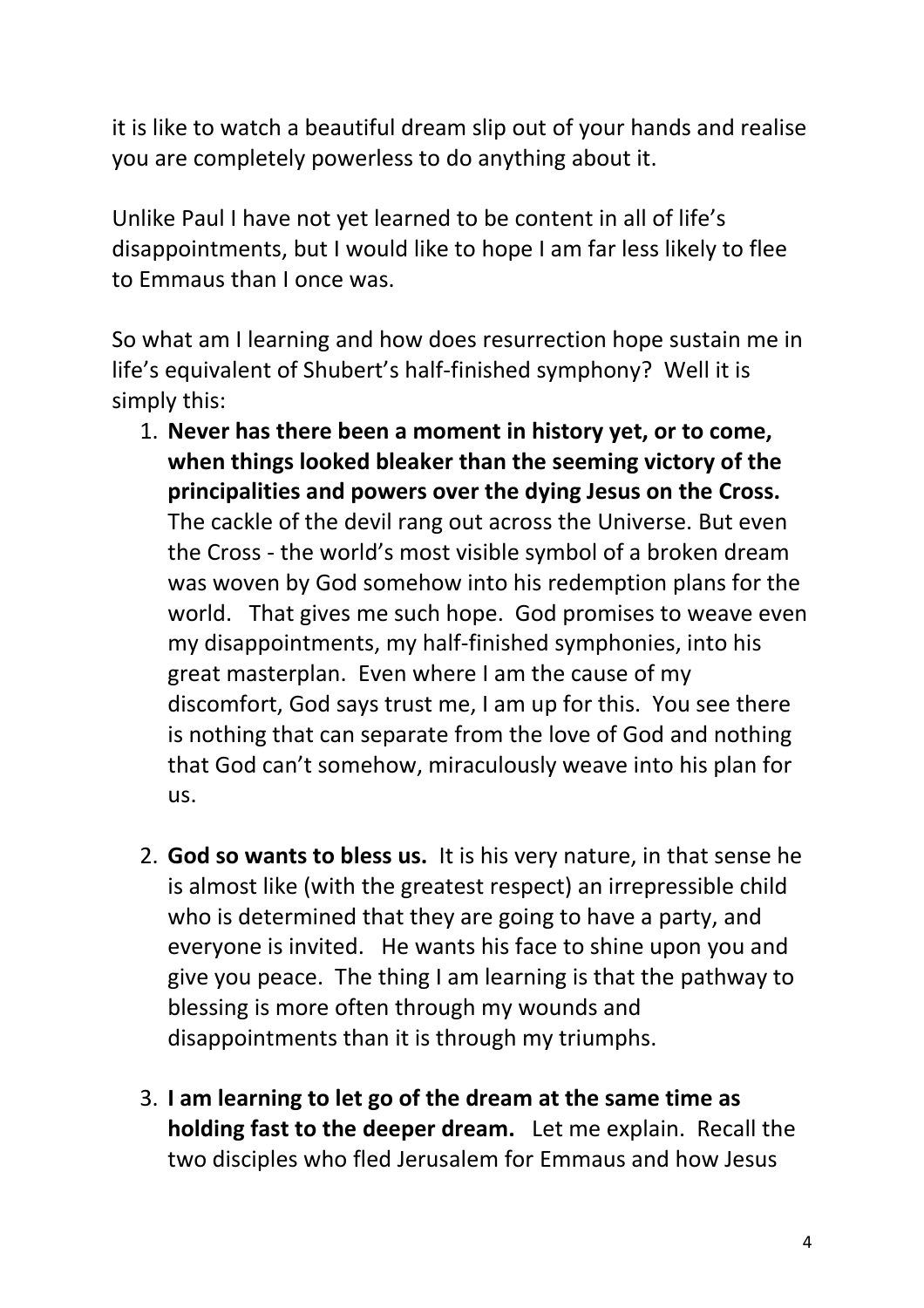it is like to watch a beautiful dream slip out of your hands and realise you are completely powerless to do anything about it.

Unlike Paul I have not yet learned to be content in all of life's disappointments, but I would like to hope I am far less likely to flee to Emmaus than I once was.

So what am I learning and how does resurrection hope sustain me in life's equivalent of Shubert's half-finished symphony? Well it is simply this:

1. **Never has there been a moment in history yet, or to come, when things looked bleaker than the seeming victory of the principalities and powers over the dying Jesus on the Cross.** The cackle of the devil rang out across the Universe. But even the Cross - the world's most visible symbol of a broken dream was woven by God somehow into his redemption plans for the world. That gives me such hope. God promises to weave even my disappointments, my half-finished symphonies, into his great masterplan. Even where I am the cause of my discomfort, God says trust me, I am up for this. You see there is nothing that can separate from the love of God and nothing that God can't somehow, miraculously weave into his plan for us.

2. **God so wants to bless us.** It is his very nature, in that sense he is almost like (with the greatest respect) an irrepressible child who is determined that they are going to have a party, and everyone is invited. He wants his face to shine upon you and give you peace. The thing I am learning is that the pathway to blessing is more often through my wounds and disappointments than it is through my triumphs.

3. **I am learning to let go of the dream at the same time as holding fast to the deeper dream.** Let me explain. Recall the two disciples who fled Jerusalem for Emmaus and how Jesus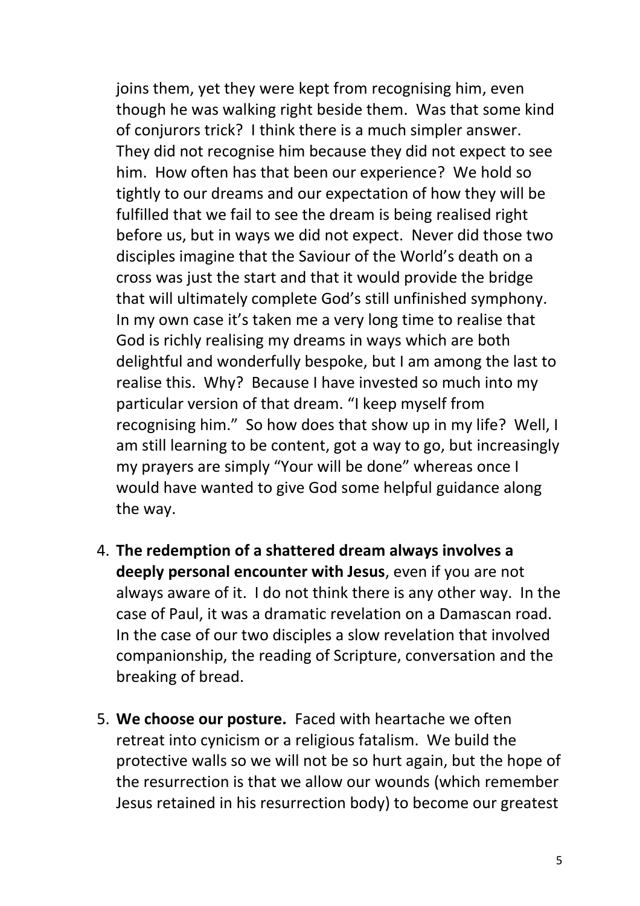joins them, yet they were kept from recognising him, even though he was walking right beside them. Was that some kind of conjurors trick? I think there is a much simpler answer. They did not recognise him because they did not expect to see him. How often has that been our experience? We hold so tightly to our dreams and our expectation of how they will be fulfilled that we fail to see the dream is being realised right before us, but in ways we did not expect. Never did those two disciples imagine that the Saviour of the World's death on a cross was just the start and that it would provide the bridge that will ultimately complete God's still unfinished symphony. In my own case it's taken me a very long time to realise that God is richly realising my dreams in ways which are both delightful and wonderfully bespoke, but I am among the last to realise this. Why? Because I have invested so much into my particular version of that dream. "I keep myself from recognising him." So how does that show up in my life? Well, I am still learning to be content, got a way to go, but increasingly my prayers are simply "Your will be done" whereas once I would have wanted to give God some helpful guidance along the way.

4. **The redemption of a shattered dream always involves a deeply personal encounter with Jesus**, even if you are not always aware of it. I do not think there is any other way. In the case of Paul, it was a dramatic revelation on a Damascan road. In the case of our two disciples a slow revelation that involved companionship, the reading of Scripture, conversation and the breaking of bread.

5. **We choose our posture.** Faced with heartache we often retreat into cynicism or a religious fatalism. We build the protective walls so we will not be so hurt again, but the hope of the resurrection is that we allow our wounds (which remember Jesus retained in his resurrection body) to become our greatest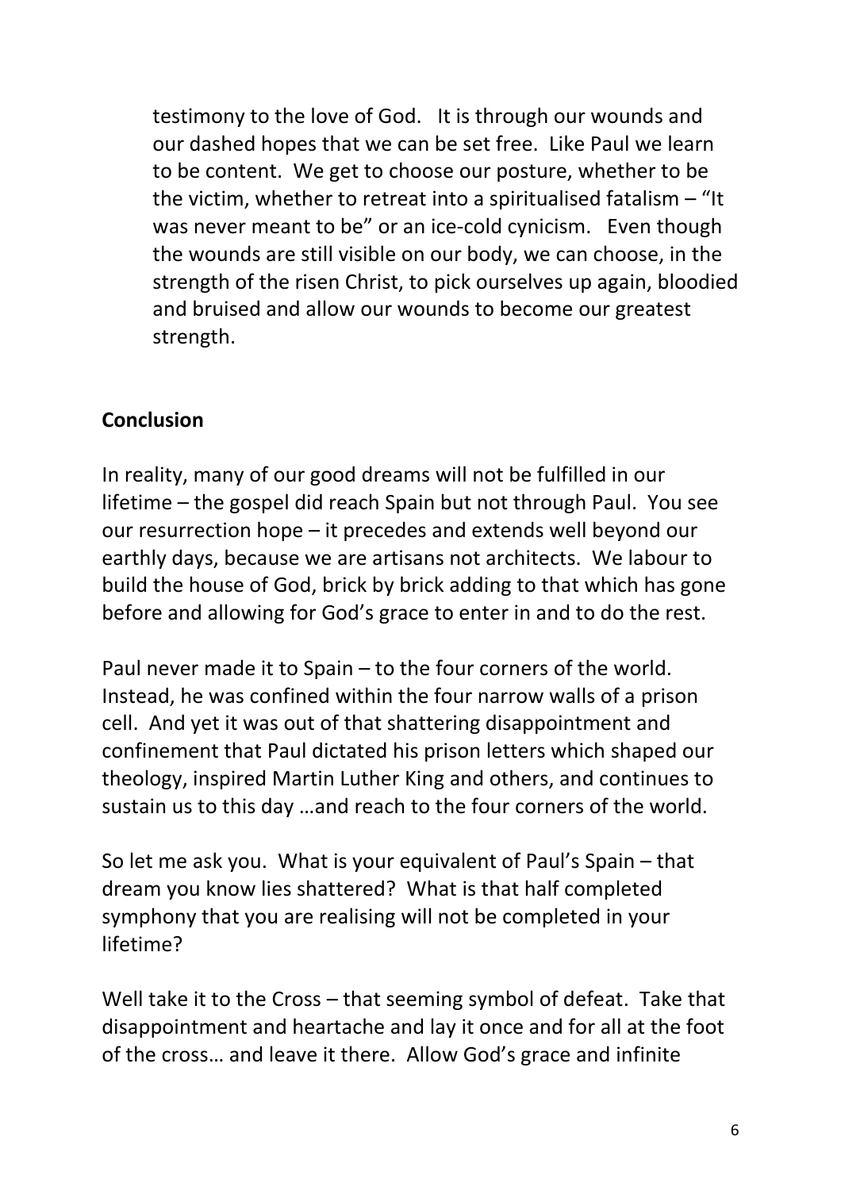testimony to the love of God. It is through our wounds and our dashed hopes that we can be set free. Like Paul we learn to be content. We get to choose our posture, whether to be the victim, whether to retreat into a spiritualised fatalism – "It was never meant to be" or an ice-cold cynicism. Even though the wounds are still visible on our body, we can choose, in the strength of the risen Christ, to pick ourselves up again, bloodied and bruised and allow our wounds to become our greatest strength.

**Conclusion**

In reality, many of our good dreams will not be fulfilled in our lifetime – the gospel did reach Spain but not through Paul. You see our resurrection hope – it precedes and extends well beyond our earthly days, because we are artisans not architects. We labour to build the house of God, brick by brick adding to that which has gone before and allowing for God's grace to enter in and to do the rest.

Paul never made it to Spain – to the four corners of the world. Instead, he was confined within the four narrow walls of a prison cell. And yet it was out of that shattering disappointment and confinement that Paul dictated his prison letters which shaped our theology, inspired Martin Luther King and others, and continues to sustain us to this day …and reach to the four corners of the world.

So let me ask you. What is your equivalent of Paul's Spain – that dream you know lies shattered? What is that half completed symphony that you are realising will not be completed in your lifetime?

Well take it to the Cross – that seeming symbol of defeat. Take that disappointment and heartache and lay it once and for all at the foot of the cross… and leave it there. Allow God's grace and infinite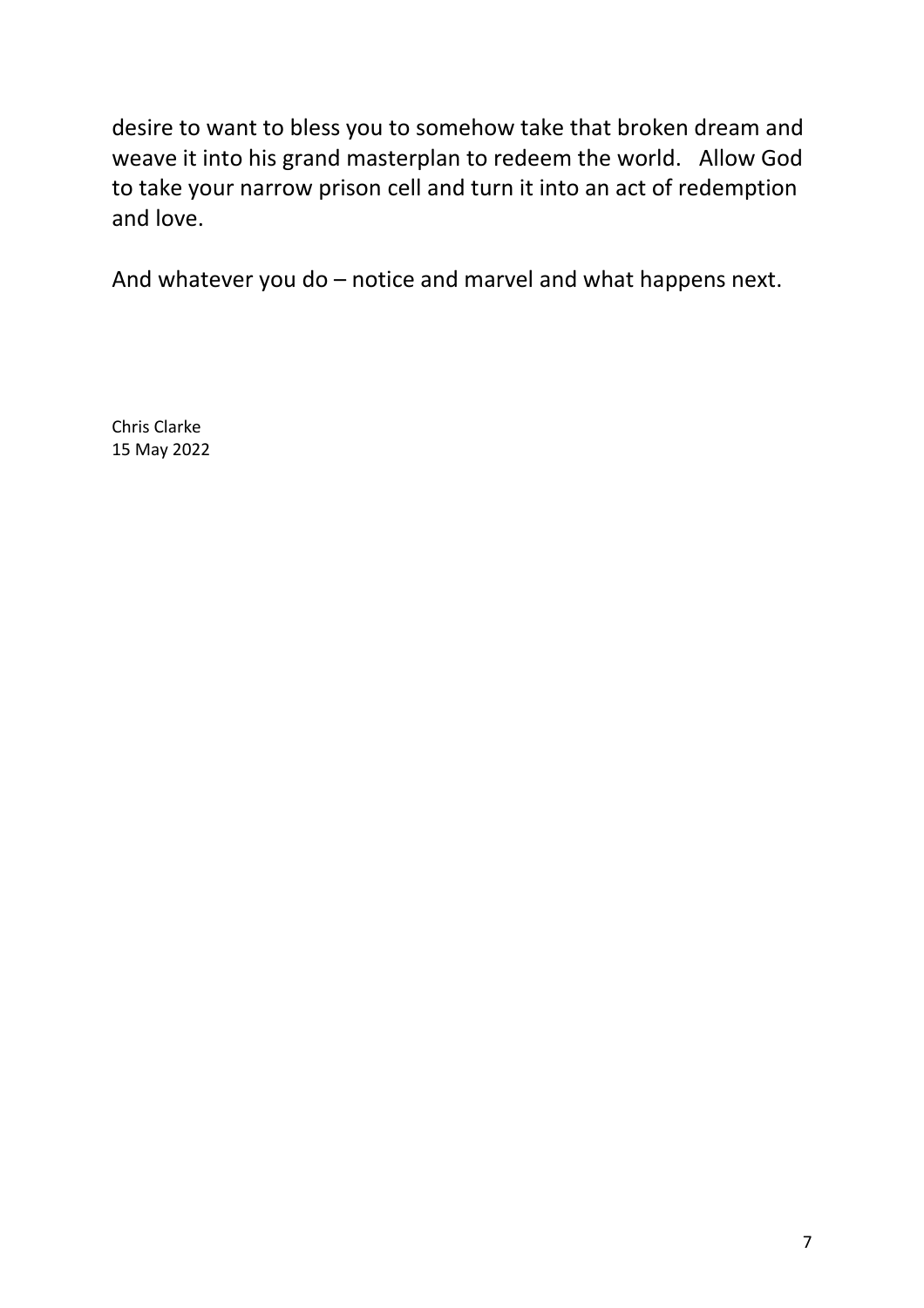desire to want to bless you to somehow take that broken dream and weave it into his grand masterplan to redeem the world.   Allow God to take your narrow prison cell and turn it into an act of redemption and love.

And whatever you do – notice and marvel and what happens next.

Chris Clarke
15 May 2022